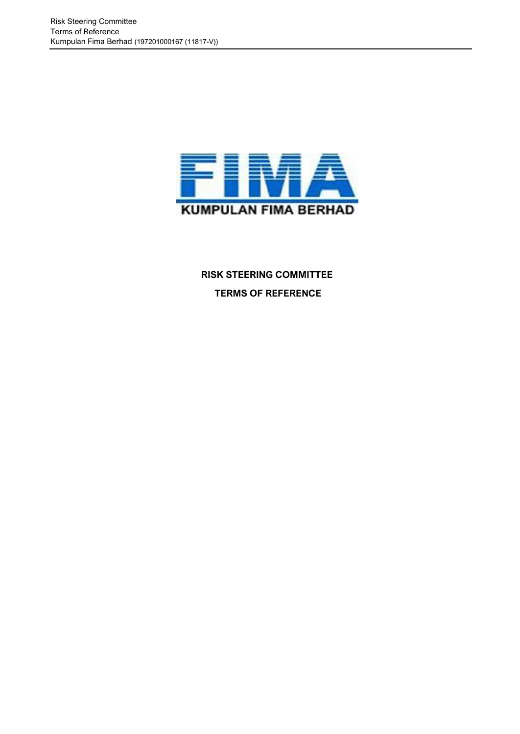KUMPULAN FIMA BERHAD

# RISK STEERING COMMITTEE

## TERMS OF REFERENCE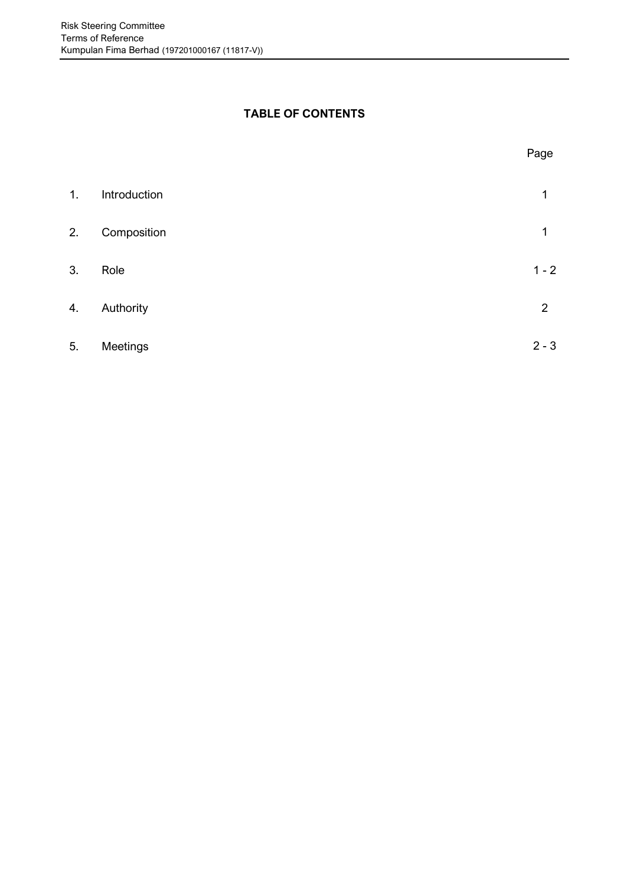## TABLE OF CONTENTS

| | | Page |
|---|---|---|
| 1. | Introduction | 1 |
| 2. | Composition | 1 |
| 3. | Role | 1 - 2 |
| 4. | Authority | 2 |
| 5. | Meetings | 2 - 3 |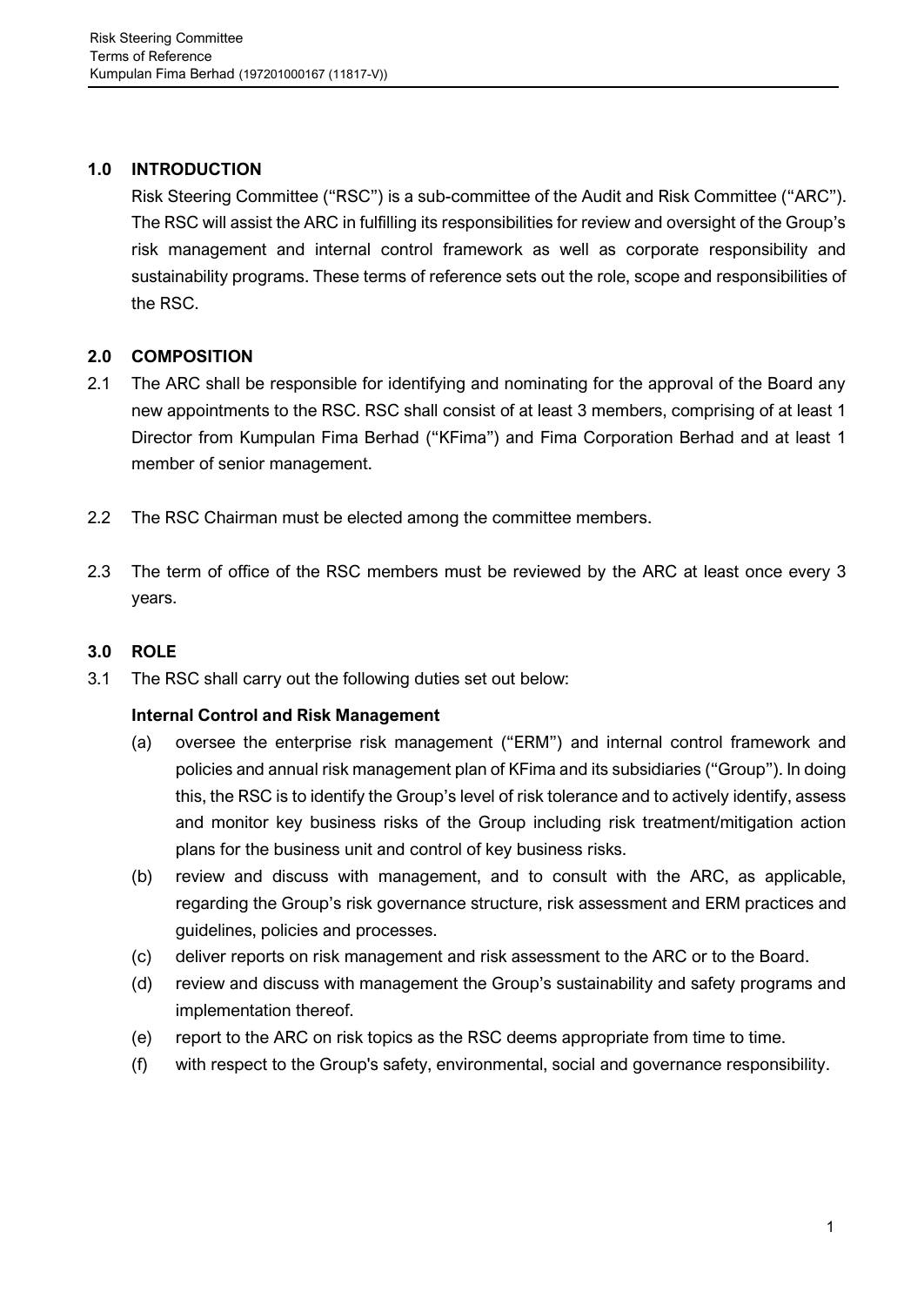## 1.0 INTRODUCTION

Risk Steering Committee ("RSC") is a sub-committee of the Audit and Risk Committee ("ARC"). The RSC will assist the ARC in fulfilling its responsibilities for review and oversight of the Group's risk management and internal control framework as well as corporate responsibility and sustainability programs. These terms of reference sets out the role, scope and responsibilities of the RSC.

## 2.0 COMPOSITION

2.1 The ARC shall be responsible for identifying and nominating for the approval of the Board any new appointments to the RSC. RSC shall consist of at least 3 members, comprising of at least 1 Director from Kumpulan Fima Berhad ("KFima") and Fima Corporation Berhad and at least 1 member of senior management.

2.2 The RSC Chairman must be elected among the committee members.

2.3 The term of office of the RSC members must be reviewed by the ARC at least once every 3 years.

## 3.0 ROLE

3.1 The RSC shall carry out the following duties set out below:

**Internal Control and Risk Management**

(a) oversee the enterprise risk management ("ERM") and internal control framework and policies and annual risk management plan of KFima and its subsidiaries ("Group"). In doing this, the RSC is to identify the Group's level of risk tolerance and to actively identify, assess and monitor key business risks of the Group including risk treatment/mitigation action plans for the business unit and control of key business risks.

(b) review and discuss with management, and to consult with the ARC, as applicable, regarding the Group's risk governance structure, risk assessment and ERM practices and guidelines, policies and processes.

(c) deliver reports on risk management and risk assessment to the ARC or to the Board.

(d) review and discuss with management the Group's sustainability and safety programs and implementation thereof.

(e) report to the ARC on risk topics as the RSC deems appropriate from time to time.

(f) with respect to the Group's safety, environmental, social and governance responsibility.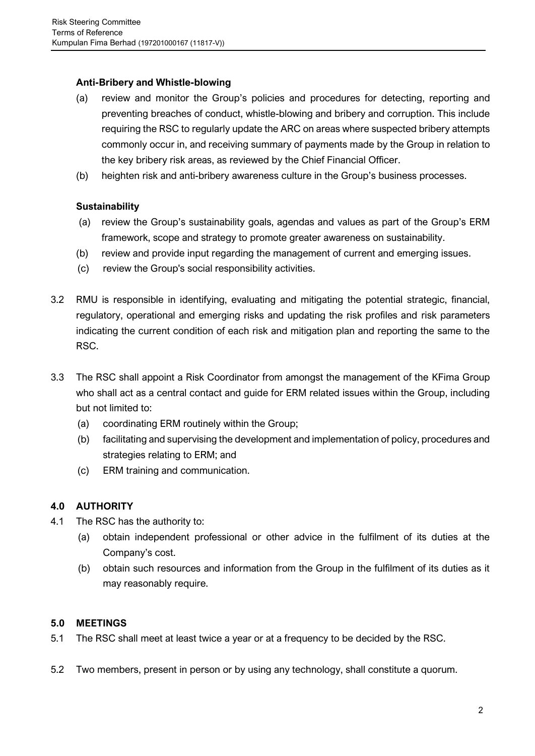**Anti-Bribery and Whistle-blowing**

(a) review and monitor the Group's policies and procedures for detecting, reporting and preventing breaches of conduct, whistle-blowing and bribery and corruption. This include requiring the RSC to regularly update the ARC on areas where suspected bribery attempts commonly occur in, and receiving summary of payments made by the Group in relation to the key bribery risk areas, as reviewed by the Chief Financial Officer.

(b) heighten risk and anti-bribery awareness culture in the Group's business processes.

**Sustainability**

(a) review the Group's sustainability goals, agendas and values as part of the Group's ERM framework, scope and strategy to promote greater awareness on sustainability.

(b) review and provide input regarding the management of current and emerging issues.

(c) review the Group's social responsibility activities.

3.2 RMU is responsible in identifying, evaluating and mitigating the potential strategic, financial, regulatory, operational and emerging risks and updating the risk profiles and risk parameters indicating the current condition of each risk and mitigation plan and reporting the same to the RSC.

3.3 The RSC shall appoint a Risk Coordinator from amongst the management of the KFima Group who shall act as a central contact and guide for ERM related issues within the Group, including but not limited to:

(a) coordinating ERM routinely within the Group;

(b) facilitating and supervising the development and implementation of policy, procedures and strategies relating to ERM; and

(c) ERM training and communication.

## 4.0 AUTHORITY

4.1 The RSC has the authority to:

(a) obtain independent professional or other advice in the fulfilment of its duties at the Company's cost.

(b) obtain such resources and information from the Group in the fulfilment of its duties as it may reasonably require.

## 5.0 MEETINGS

5.1 The RSC shall meet at least twice a year or at a frequency to be decided by the RSC.

5.2 Two members, present in person or by using any technology, shall constitute a quorum.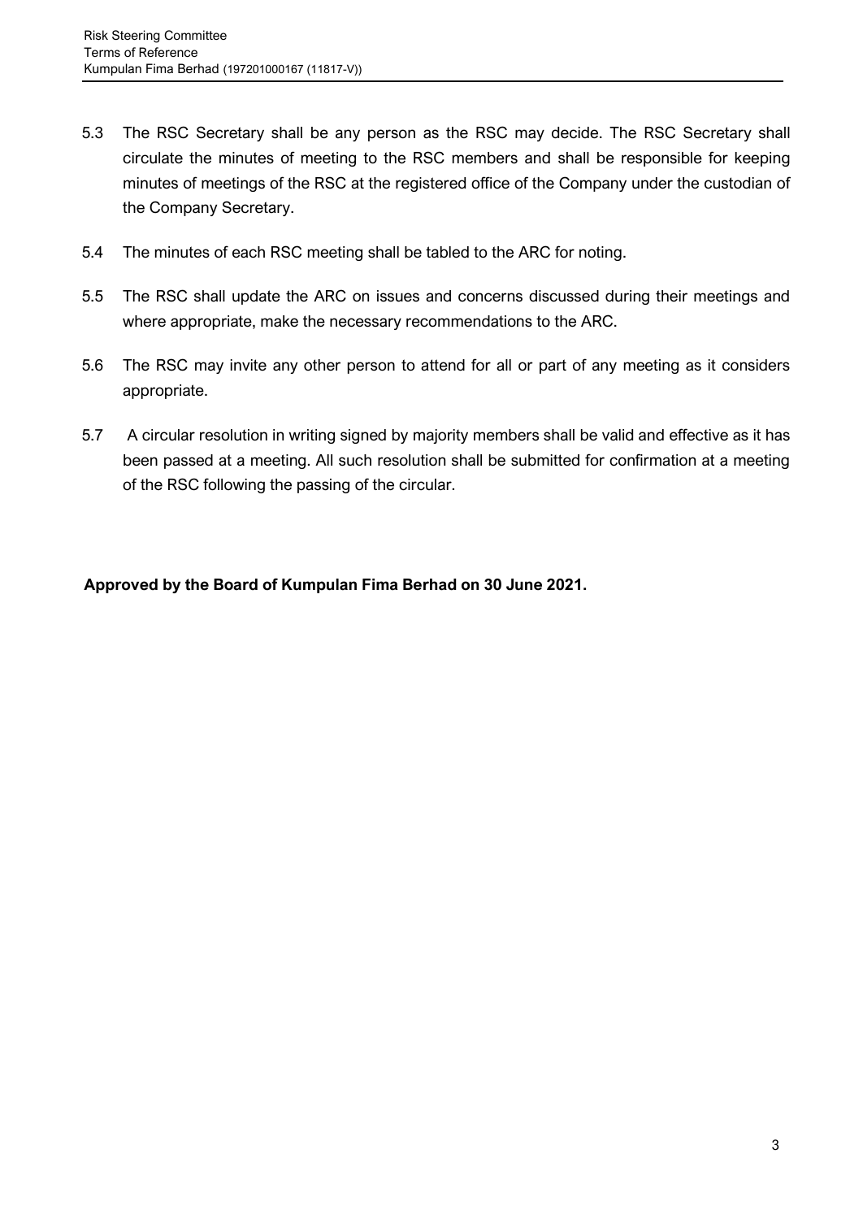5.3 The RSC Secretary shall be any person as the RSC may decide. The RSC Secretary shall circulate the minutes of meeting to the RSC members and shall be responsible for keeping minutes of meetings of the RSC at the registered office of the Company under the custodian of the Company Secretary.

5.4 The minutes of each RSC meeting shall be tabled to the ARC for noting.

5.5 The RSC shall update the ARC on issues and concerns discussed during their meetings and where appropriate, make the necessary recommendations to the ARC.

5.6 The RSC may invite any other person to attend for all or part of any meeting as it considers appropriate.

5.7 A circular resolution in writing signed by majority members shall be valid and effective as it has been passed at a meeting. All such resolution shall be submitted for confirmation at a meeting of the RSC following the passing of the circular.

**Approved by the Board of Kumpulan Fima Berhad on 30 June 2021.**